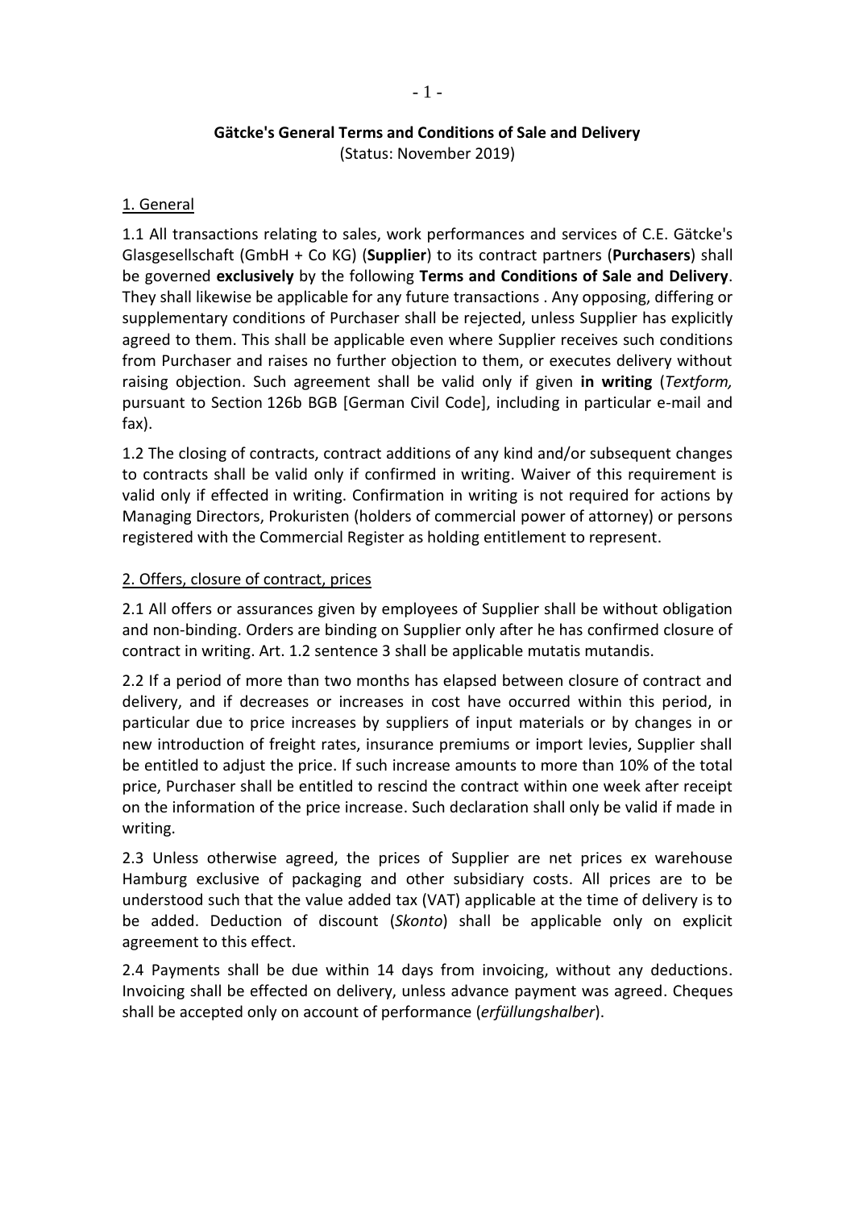# Gätcke's General Terms and Conditions of Sale and Delivery

(Status: November 2019)

## 1. General

1.1 All transactions relating to sales, work performances and services of C.E. Gätcke's Glasgesellschaft (GmbH + Co KG) (**Supplier**) to its contract partners (**Purchasers**) shall be governed **exclusively** by the following **Terms and Conditions of Sale and Delivery**. They shall likewise be applicable for any future transactions . Any opposing, differing or supplementary conditions of Purchaser shall be rejected, unless Supplier has explicitly agreed to them. This shall be applicable even where Supplier receives such conditions from Purchaser and raises no further objection to them, or executes delivery without raising objection. Such agreement shall be valid only if given **in writing** (*Textform,* pursuant to Section 126b BGB [German Civil Code], including in particular e-mail and fax).

1.2 The closing of contracts, contract additions of any kind and/or subsequent changes to contracts shall be valid only if confirmed in writing. Waiver of this requirement is valid only if effected in writing. Confirmation in writing is not required for actions by Managing Directors, Prokuristen (holders of commercial power of attorney) or persons registered with the Commercial Register as holding entitlement to represent.

## 2. Offers, closure of contract, prices

2.1 All offers or assurances given by employees of Supplier shall be without obligation and non-binding. Orders are binding on Supplier only after he has confirmed closure of contract in writing. Art. 1.2 sentence 3 shall be applicable mutatis mutandis.

2.2 If a period of more than two months has elapsed between closure of contract and delivery, and if decreases or increases in cost have occurred within this period, in particular due to price increases by suppliers of input materials or by changes in or new introduction of freight rates, insurance premiums or import levies, Supplier shall be entitled to adjust the price. If such increase amounts to more than 10% of the total price, Purchaser shall be entitled to rescind the contract within one week after receipt on the information of the price increase. Such declaration shall only be valid if made in writing.

2.3 Unless otherwise agreed, the prices of Supplier are net prices ex warehouse Hamburg exclusive of packaging and other subsidiary costs. All prices are to be understood such that the value added tax (VAT) applicable at the time of delivery is to be added. Deduction of discount (*Skonto*) shall be applicable only on explicit agreement to this effect.

2.4 Payments shall be due within 14 days from invoicing, without any deductions. Invoicing shall be effected on delivery, unless advance payment was agreed. Cheques shall be accepted only on account of performance (*erfüllungshalber*).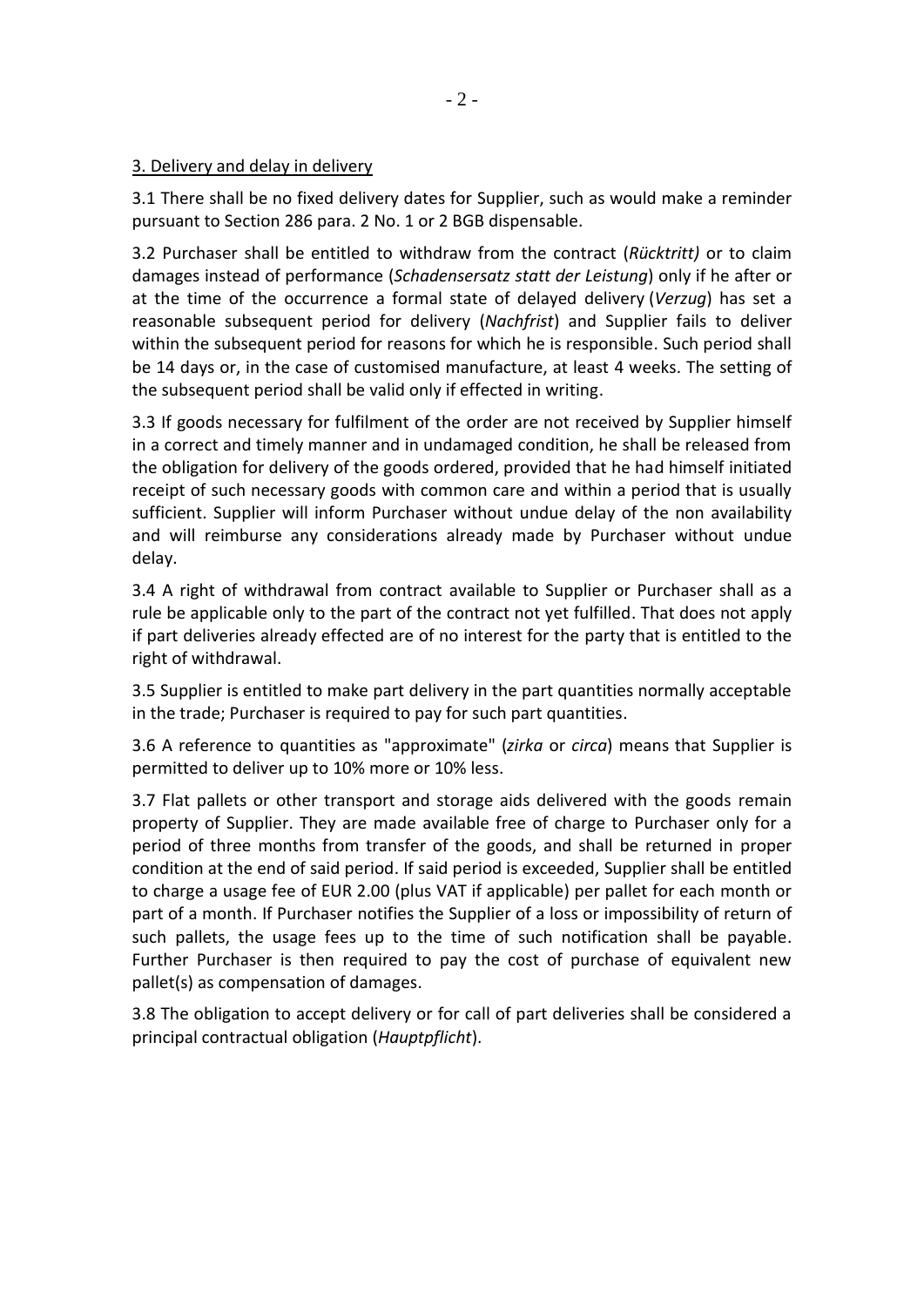## 3. Delivery and delay in delivery

3.1 There shall be no fixed delivery dates for Supplier, such as would make a reminder pursuant to Section 286 para. 2 No. 1 or 2 BGB dispensable.

3.2 Purchaser shall be entitled to withdraw from the contract (*Rücktritt)* or to claim damages instead of performance (*Schadensersatz statt der Leistung*) only if he after or at the time of the occurrence a formal state of delayed delivery (*Verzug*) has set a reasonable subsequent period for delivery (*Nachfrist*) and Supplier fails to deliver within the subsequent period for reasons for which he is responsible. Such period shall be 14 days or, in the case of customised manufacture, at least 4 weeks. The setting of the subsequent period shall be valid only if effected in writing.

3.3 If goods necessary for fulfilment of the order are not received by Supplier himself in a correct and timely manner and in undamaged condition, he shall be released from the obligation for delivery of the goods ordered, provided that he had himself initiated receipt of such necessary goods with common care and within a period that is usually sufficient. Supplier will inform Purchaser without undue delay of the non availability and will reimburse any considerations already made by Purchaser without undue delay.

3.4 A right of withdrawal from contract available to Supplier or Purchaser shall as a rule be applicable only to the part of the contract not yet fulfilled. That does not apply if part deliveries already effected are of no interest for the party that is entitled to the right of withdrawal.

3.5 Supplier is entitled to make part delivery in the part quantities normally acceptable in the trade; Purchaser is required to pay for such part quantities.

3.6 A reference to quantities as "approximate" (*zirka* or *circa*) means that Supplier is permitted to deliver up to 10% more or 10% less.

3.7 Flat pallets or other transport and storage aids delivered with the goods remain property of Supplier. They are made available free of charge to Purchaser only for a period of three months from transfer of the goods, and shall be returned in proper condition at the end of said period. If said period is exceeded, Supplier shall be entitled to charge a usage fee of EUR 2.00 (plus VAT if applicable) per pallet for each month or part of a month. If Purchaser notifies the Supplier of a loss or impossibility of return of such pallets, the usage fees up to the time of such notification shall be payable. Further Purchaser is then required to pay the cost of purchase of equivalent new pallet(s) as compensation of damages.

3.8 The obligation to accept delivery or for call of part deliveries shall be considered a principal contractual obligation (*Hauptpflicht*).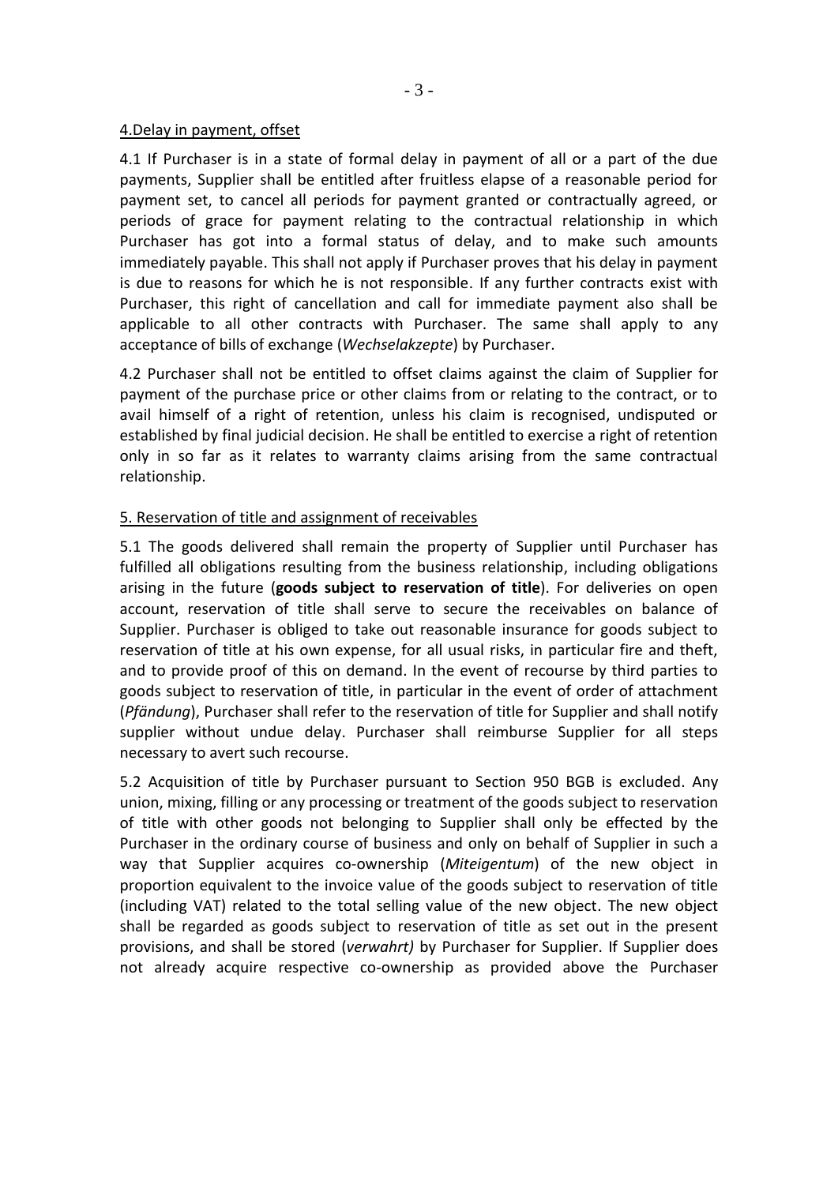4.Delay in payment, offset

4.1 If Purchaser is in a state of formal delay in payment of all or a part of the due payments, Supplier shall be entitled after fruitless elapse of a reasonable period for payment set, to cancel all periods for payment granted or contractually agreed, or periods of grace for payment relating to the contractual relationship in which Purchaser has got into a formal status of delay, and to make such amounts immediately payable. This shall not apply if Purchaser proves that his delay in payment is due to reasons for which he is not responsible. If any further contracts exist with Purchaser, this right of cancellation and call for immediate payment also shall be applicable to all other contracts with Purchaser. The same shall apply to any acceptance of bills of exchange (*Wechselakzepte*) by Purchaser.

4.2 Purchaser shall not be entitled to offset claims against the claim of Supplier for payment of the purchase price or other claims from or relating to the contract, or to avail himself of a right of retention, unless his claim is recognised, undisputed or established by final judicial decision. He shall be entitled to exercise a right of retention only in so far as it relates to warranty claims arising from the same contractual relationship.

5. Reservation of title and assignment of receivables

5.1 The goods delivered shall remain the property of Supplier until Purchaser has fulfilled all obligations resulting from the business relationship, including obligations arising in the future (**goods subject to reservation of title**). For deliveries on open account, reservation of title shall serve to secure the receivables on balance of Supplier. Purchaser is obliged to take out reasonable insurance for goods subject to reservation of title at his own expense, for all usual risks, in particular fire and theft, and to provide proof of this on demand. In the event of recourse by third parties to goods subject to reservation of title, in particular in the event of order of attachment (*Pfändung*), Purchaser shall refer to the reservation of title for Supplier and shall notify supplier without undue delay. Purchaser shall reimburse Supplier for all steps necessary to avert such recourse.

5.2 Acquisition of title by Purchaser pursuant to Section 950 BGB is excluded. Any union, mixing, filling or any processing or treatment of the goods subject to reservation of title with other goods not belonging to Supplier shall only be effected by the Purchaser in the ordinary course of business and only on behalf of Supplier in such a way that Supplier acquires co-ownership (*Miteigentum*) of the new object in proportion equivalent to the invoice value of the goods subject to reservation of title (including VAT) related to the total selling value of the new object. The new object shall be regarded as goods subject to reservation of title as set out in the present provisions, and shall be stored (*verwahrt)* by Purchaser for Supplier. If Supplier does not already acquire respective co-ownership as provided above the Purchaser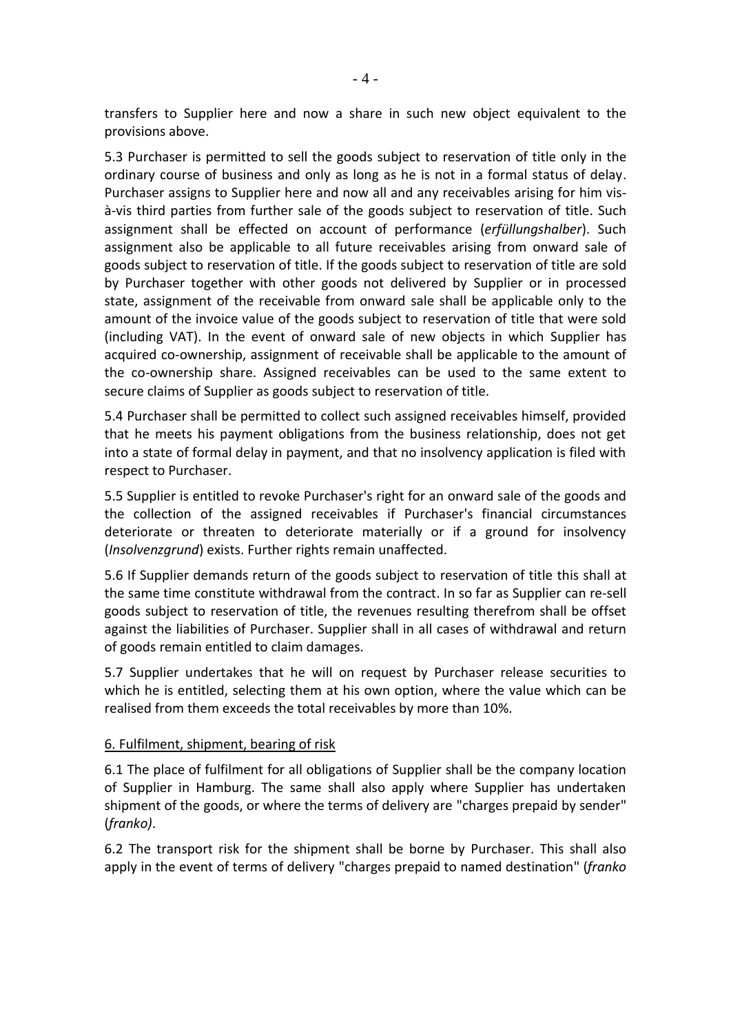transfers to Supplier here and now a share in such new object equivalent to the provisions above.

5.3 Purchaser is permitted to sell the goods subject to reservation of title only in the ordinary course of business and only as long as he is not in a formal status of delay. Purchaser assigns to Supplier here and now all and any receivables arising for him vis-à-vis third parties from further sale of the goods subject to reservation of title. Such assignment shall be effected on account of performance (*erfüllungshalber*). Such assignment also be applicable to all future receivables arising from onward sale of goods subject to reservation of title. If the goods subject to reservation of title are sold by Purchaser together with other goods not delivered by Supplier or in processed state, assignment of the receivable from onward sale shall be applicable only to the amount of the invoice value of the goods subject to reservation of title that were sold (including VAT). In the event of onward sale of new objects in which Supplier has acquired co-ownership, assignment of receivable shall be applicable to the amount of the co-ownership share. Assigned receivables can be used to the same extent to secure claims of Supplier as goods subject to reservation of title.

5.4 Purchaser shall be permitted to collect such assigned receivables himself, provided that he meets his payment obligations from the business relationship, does not get into a state of formal delay in payment, and that no insolvency application is filed with respect to Purchaser.

5.5 Supplier is entitled to revoke Purchaser's right for an onward sale of the goods and the collection of the assigned receivables if Purchaser's financial circumstances deteriorate or threaten to deteriorate materially or if a ground for insolvency (*Insolvenzgrund*) exists. Further rights remain unaffected.

5.6 If Supplier demands return of the goods subject to reservation of title this shall at the same time constitute withdrawal from the contract. In so far as Supplier can re-sell goods subject to reservation of title, the revenues resulting therefrom shall be offset against the liabilities of Purchaser. Supplier shall in all cases of withdrawal and return of goods remain entitled to claim damages.

5.7 Supplier undertakes that he will on request by Purchaser release securities to which he is entitled, selecting them at his own option, where the value which can be realised from them exceeds the total receivables by more than 10%.

6. Fulfilment, shipment, bearing of risk

6.1 The place of fulfilment for all obligations of Supplier shall be the company location of Supplier in Hamburg. The same shall also apply where Supplier has undertaken shipment of the goods, or where the terms of delivery are "charges prepaid by sender" (*franko)*.

6.2 The transport risk for the shipment shall be borne by Purchaser. This shall also apply in the event of terms of delivery "charges prepaid to named destination" (*franko*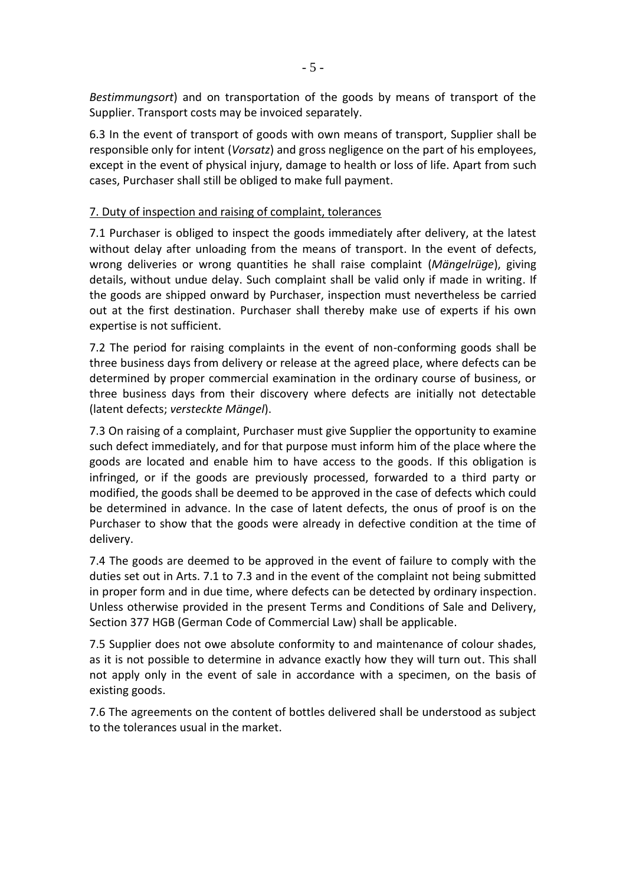*Bestimmungsort*) and on transportation of the goods by means of transport of the Supplier. Transport costs may be invoiced separately.

6.3 In the event of transport of goods with own means of transport, Supplier shall be responsible only for intent (*Vorsatz*) and gross negligence on the part of his employees, except in the event of physical injury, damage to health or loss of life. Apart from such cases, Purchaser shall still be obliged to make full payment.

## 7. Duty of inspection and raising of complaint, tolerances

7.1 Purchaser is obliged to inspect the goods immediately after delivery, at the latest without delay after unloading from the means of transport. In the event of defects, wrong deliveries or wrong quantities he shall raise complaint (*Mängelrüge*), giving details, without undue delay. Such complaint shall be valid only if made in writing. If the goods are shipped onward by Purchaser, inspection must nevertheless be carried out at the first destination. Purchaser shall thereby make use of experts if his own expertise is not sufficient.

7.2 The period for raising complaints in the event of non-conforming goods shall be three business days from delivery or release at the agreed place, where defects can be determined by proper commercial examination in the ordinary course of business, or three business days from their discovery where defects are initially not detectable (latent defects; *versteckte Mängel*).

7.3 On raising of a complaint, Purchaser must give Supplier the opportunity to examine such defect immediately, and for that purpose must inform him of the place where the goods are located and enable him to have access to the goods. If this obligation is infringed, or if the goods are previously processed, forwarded to a third party or modified, the goods shall be deemed to be approved in the case of defects which could be determined in advance. In the case of latent defects, the onus of proof is on the Purchaser to show that the goods were already in defective condition at the time of delivery.

7.4 The goods are deemed to be approved in the event of failure to comply with the duties set out in Arts. 7.1 to 7.3 and in the event of the complaint not being submitted in proper form and in due time, where defects can be detected by ordinary inspection. Unless otherwise provided in the present Terms and Conditions of Sale and Delivery, Section 377 HGB (German Code of Commercial Law) shall be applicable.

7.5 Supplier does not owe absolute conformity to and maintenance of colour shades, as it is not possible to determine in advance exactly how they will turn out. This shall not apply only in the event of sale in accordance with a specimen, on the basis of existing goods.

7.6 The agreements on the content of bottles delivered shall be understood as subject to the tolerances usual in the market.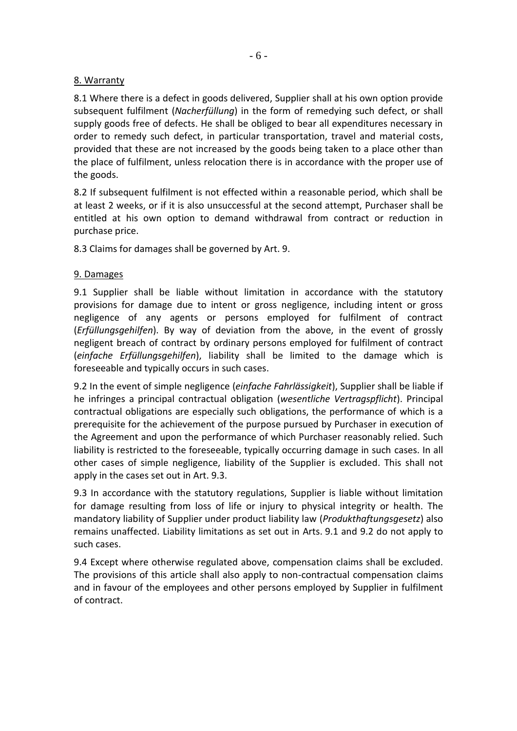## 8. Warranty

8.1 Where there is a defect in goods delivered, Supplier shall at his own option provide subsequent fulfilment (*Nacherfüllung*) in the form of remedying such defect, or shall supply goods free of defects. He shall be obliged to bear all expenditures necessary in order to remedy such defect, in particular transportation, travel and material costs, provided that these are not increased by the goods being taken to a place other than the place of fulfilment, unless relocation there is in accordance with the proper use of the goods.

8.2 If subsequent fulfilment is not effected within a reasonable period, which shall be at least 2 weeks, or if it is also unsuccessful at the second attempt, Purchaser shall be entitled at his own option to demand withdrawal from contract or reduction in purchase price.

8.3 Claims for damages shall be governed by Art. 9.

## 9. Damages

9.1 Supplier shall be liable without limitation in accordance with the statutory provisions for damage due to intent or gross negligence, including intent or gross negligence of any agents or persons employed for fulfilment of contract (*Erfüllungsgehilfen*). By way of deviation from the above, in the event of grossly negligent breach of contract by ordinary persons employed for fulfilment of contract (*einfache Erfüllungsgehilfen*), liability shall be limited to the damage which is foreseeable and typically occurs in such cases.

9.2 In the event of simple negligence (*einfache Fahrlässigkeit*), Supplier shall be liable if he infringes a principal contractual obligation (*wesentliche Vertragspflicht*). Principal contractual obligations are especially such obligations, the performance of which is a prerequisite for the achievement of the purpose pursued by Purchaser in execution of the Agreement and upon the performance of which Purchaser reasonably relied. Such liability is restricted to the foreseeable, typically occurring damage in such cases. In all other cases of simple negligence, liability of the Supplier is excluded. This shall not apply in the cases set out in Art. 9.3.

9.3 In accordance with the statutory regulations, Supplier is liable without limitation for damage resulting from loss of life or injury to physical integrity or health. The mandatory liability of Supplier under product liability law (*Produkthaftungsgesetz*) also remains unaffected. Liability limitations as set out in Arts. 9.1 and 9.2 do not apply to such cases.

9.4 Except where otherwise regulated above, compensation claims shall be excluded. The provisions of this article shall also apply to non-contractual compensation claims and in favour of the employees and other persons employed by Supplier in fulfilment of contract.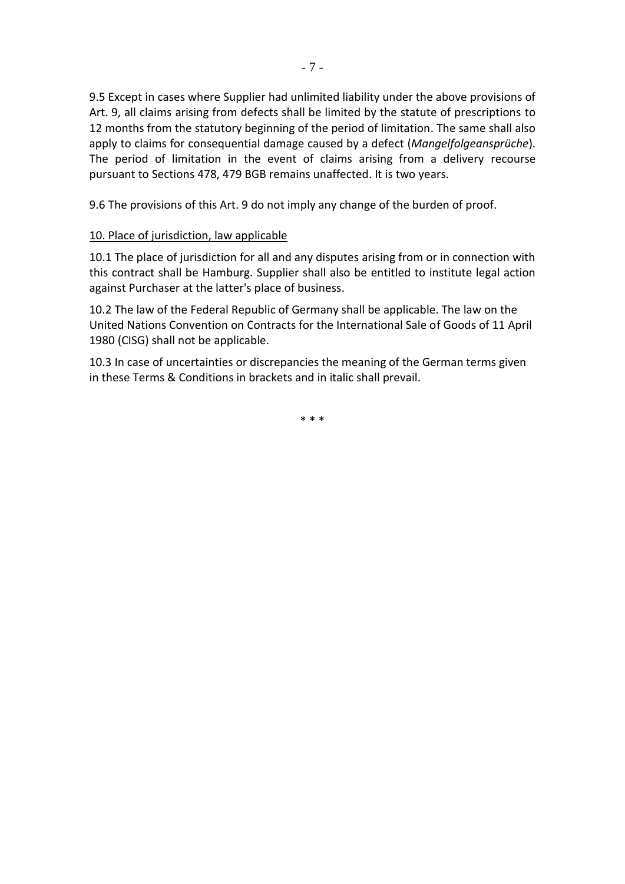9.5 Except in cases where Supplier had unlimited liability under the above provisions of Art. 9, all claims arising from defects shall be limited by the statute of prescriptions to 12 months from the statutory beginning of the period of limitation. The same shall also apply to claims for consequential damage caused by a defect (*Mangelfolgeansprüche*). The period of limitation in the event of claims arising from a delivery recourse pursuant to Sections 478, 479 BGB remains unaffected. It is two years.

9.6 The provisions of this Art. 9 do not imply any change of the burden of proof.

## 10. Place of jurisdiction, law applicable

10.1 The place of jurisdiction for all and any disputes arising from or in connection with this contract shall be Hamburg. Supplier shall also be entitled to institute legal action against Purchaser at the latter's place of business.

10.2 The law of the Federal Republic of Germany shall be applicable. The law on the United Nations Convention on Contracts for the International Sale of Goods of 11 April 1980 (CISG) shall not be applicable.

10.3 In case of uncertainties or discrepancies the meaning of the German terms given in these Terms & Conditions in brackets and in italic shall prevail.

\* \* \*